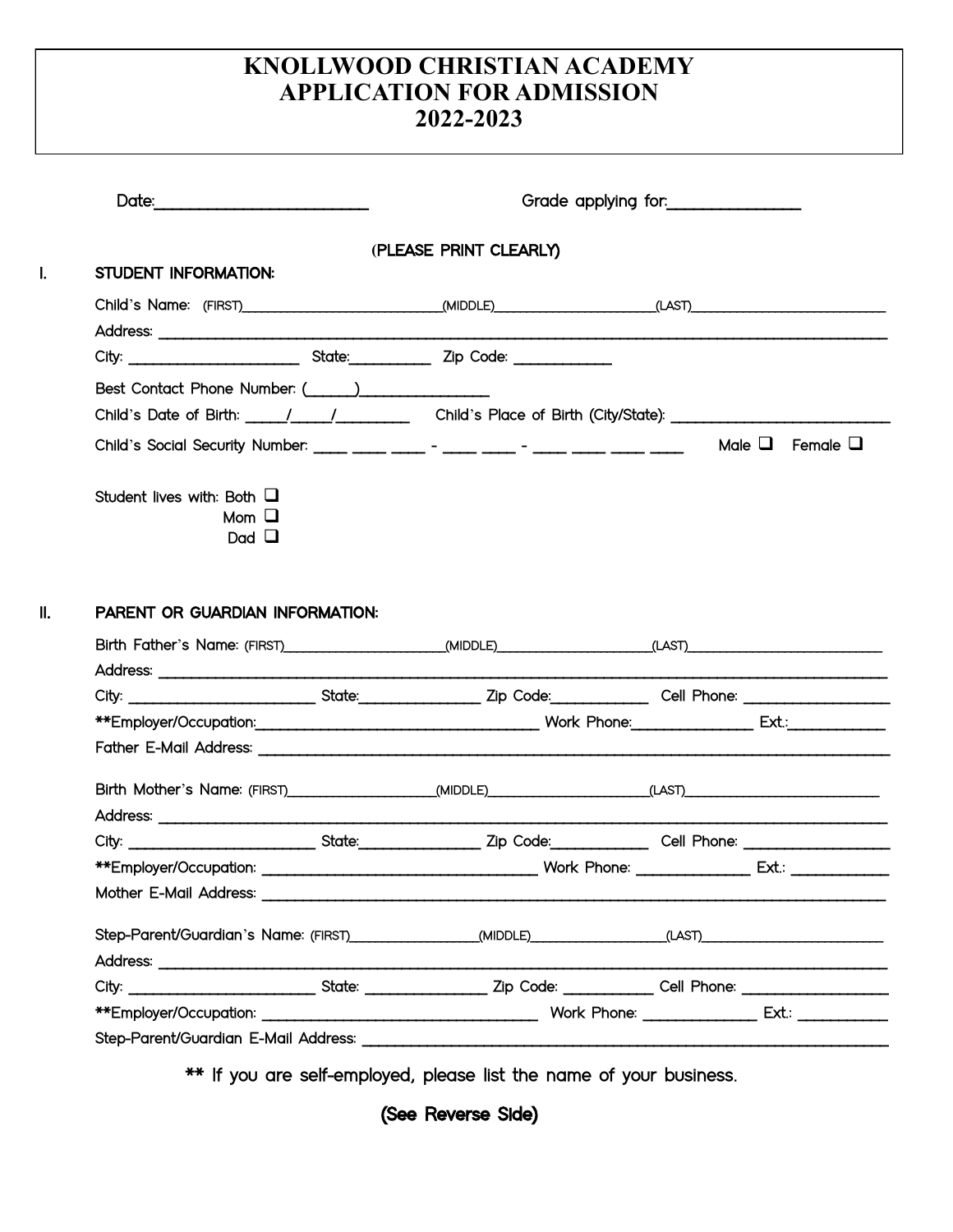# KNOLLWOOD CHRISTIAN ACADEMY
# APPLICATION FOR ADMISSION
# 2022-2023

Date:_______________________ Grade applying for:_______________

(PLEASE PRINT CLEARLY)

## I. STUDENT INFORMATION:

Child's Name: (FIRST)_______________________(MIDDLE)____________________(LAST)_______________________

Address: ___________________________________________________________________________

City: ____________________ State:__________ Zip Code: ____________

Best Contact Phone Number: (______)_______________

Child's Date of Birth: _____/_____/_________ Child's Place of Birth (City/State): _______________________

Child's Social Security Number: ____ ____ ____ - ____ ____ - ____ ____ ____ ____ Male ☐ Female ☐

Student lives with: Both ☐
Mom ☐
Dad ☐

## II. PARENT OR GUARDIAN INFORMATION:

Birth Father's Name: (FIRST)____________________(MIDDLE)____________________(LAST)_______________________

Address: ___________________________________________________________________________

City: ______________________ State:______________ Zip Code:___________ Cell Phone: _________________

**Employer/Occupation:_________________________________ Work Phone:______________ Ext.:___________

Father E-Mail Address: ______________________________________________________________________

Birth Mother's Name: (FIRST)__________________(MIDDLE)____________________(LAST)_______________________

Address: ___________________________________________________________________________

City: ______________________ State:______________ Zip Code:___________ Cell Phone: _________________

**Employer/Occupation: _________________________________ Work Phone: ______________ Ext.: ___________

Mother E-Mail Address: ______________________________________________________________________

Step-Parent/Guardian's Name: (FIRST)________________(MIDDLE)_________________(LAST)_______________________

Address: ___________________________________________________________________________

City: ______________________ State: ______________ Zip Code: ___________ Cell Phone: _________________

**Employer/Occupation: _________________________________ Work Phone: ______________ Ext.: ___________

Step-Parent/Guardian E-Mail Address: ___________________________________________________________

** If you are self-employed, please list the name of your business.

**(See Reverse Side)**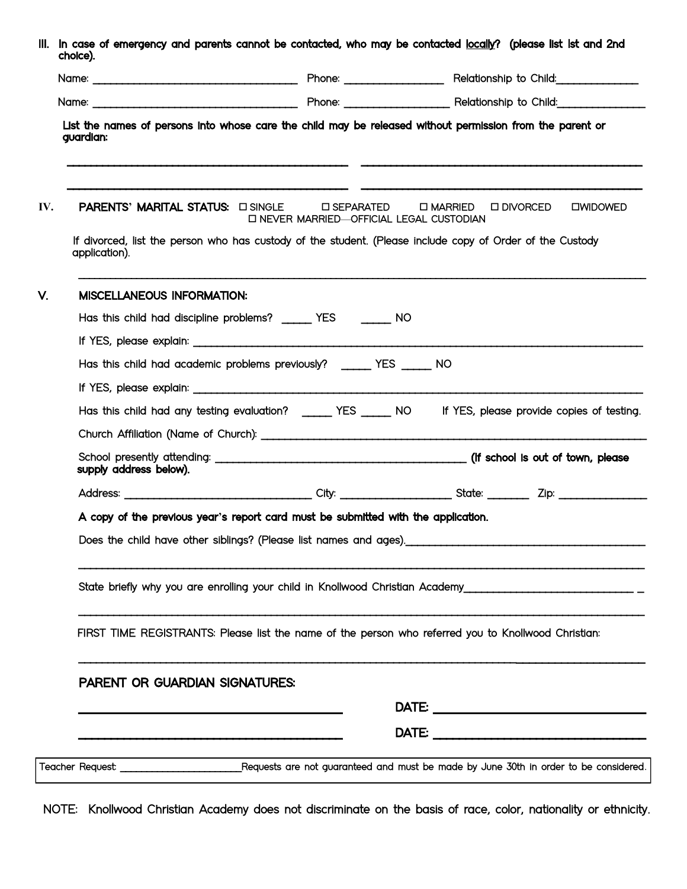III. **In case of emergency and parents cannot be contacted, who may be contacted <u>locally</u>? (please list 1st and 2nd choice).**

Name: ______________________ Phone: ______________ Relationship to Child: ____________

Name: ______________________ Phone: ______________ Relationship to Child: ____________

**List the names of persons into whose care the child may be released without permission from the parent or guardian:**

______________________________ ______________________________

______________________________ ______________________________

IV. **PARENTS' MARITAL STATUS:** ☐ SINGLE ☐ SEPARATED ☐ MARRIED ☐ DIVORCED ☐ WIDOWED ☐ NEVER MARRIED—OFFICIAL LEGAL CUSTODIAN

If divorced, list the person who has custody of the student. (Please include copy of Order of the Custody application).

______________________________________________________________

V. **MISCELLANEOUS INFORMATION:**

Has this child had discipline problems? _____ YES _____ NO

If YES, please explain: ______________________________________________

Has this child had academic problems previously? _____ YES _____ NO

If YES, please explain: ______________________________________________

Has this child had any testing evaluation? _____ YES _____ NO If YES, please provide copies of testing.

Church Affiliation (Name of Church): ______________________________________

School presently attending: ______________________________ **(If school is out of town, please supply address below).**

Address: ____________________ City: ______________ State: _______ Zip: ____________

**A copy of the previous year's report card must be submitted with the application.**

Does the child have other siblings? (Please list names and ages).______________________________

______________________________________________________________

State briefly why you are enrolling your child in Knollwood Christian Academy____________________ _

______________________________________________________________

FIRST TIME REGISTRANTS: Please list the name of the person who referred you to Knollwood Christian:

______________________________________________________________

**PARENT OR GUARDIAN SIGNATURES:**

______________________________ **DATE:** ______________________

______________________________ **DATE:** ______________________

Teacher Request: ____________________ Requests are not guaranteed and must be made by June 30th in order to be considered.

NOTE: Knollwood Christian Academy does not discriminate on the basis of race, color, nationality or ethnicity.